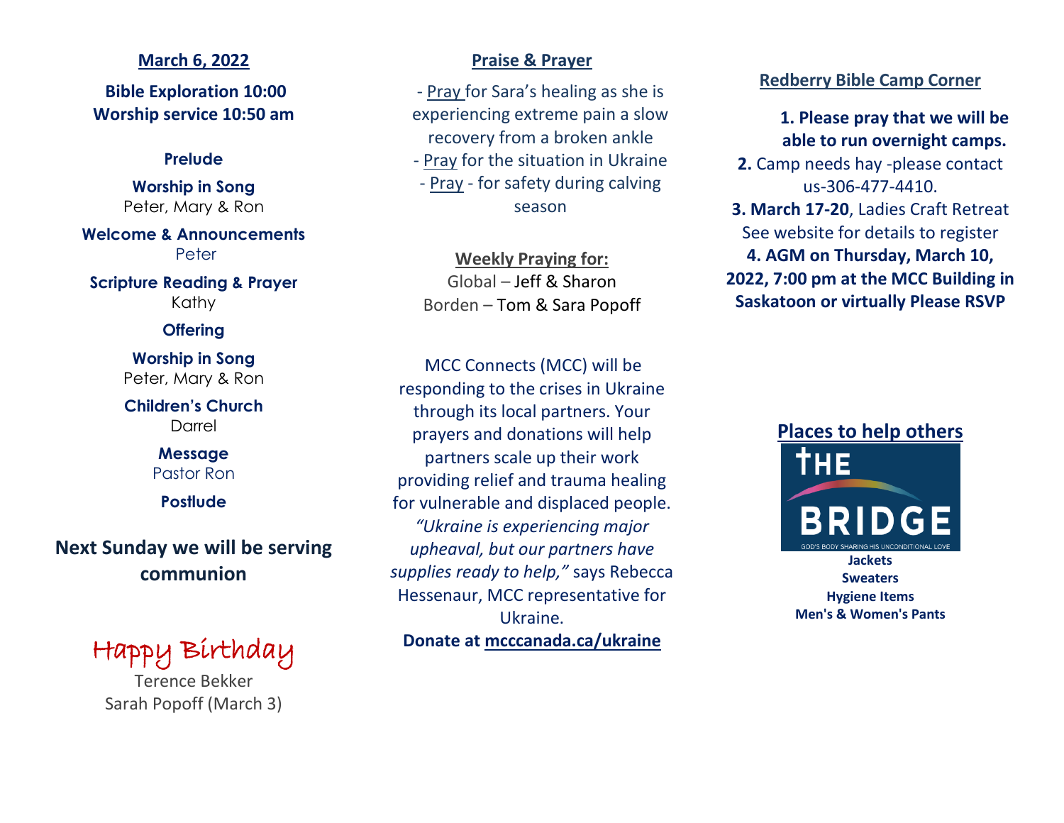## March 6, 2022

**Bible Exploration 10:00**
**Worship service 10:50 am**

**Prelude**

**Worship in Song**
Peter, Mary & Ron

**Welcome & Announcements**
Peter

**Scripture Reading & Prayer**
Kathy

**Offering**

**Worship in Song**
Peter, Mary & Ron

**Children's Church**
Darrel

**Message**
Pastor Ron

**Postlude**

**Next Sunday we will be serving communion**

Happy Birthday

Terence Bekker
Sarah Popoff (March 3)

## Praise & Prayer

- Pray for Sara's healing as she is experiencing extreme pain a slow recovery from a broken ankle
- Pray for the situation in Ukraine
- Pray - for safety during calving season

**Weekly Praying for:**
Global – Jeff & Sharon
Borden – Tom & Sara Popoff

MCC Connects (MCC) will be responding to the crises in Ukraine through its local partners. Your prayers and donations will help partners scale up their work providing relief and trauma healing for vulnerable and displaced people. *"Ukraine is experiencing major upheaval, but our partners have supplies ready to help,"* says Rebecca Hessenaur, MCC representative for Ukraine.

**Donate at mcccanada.ca/ukraine**

## Redberry Bible Camp Corner

**1. Please pray that we will be able to run overnight camps.**
**2.** Camp needs hay -please contact us-306-477-4410.
**3. March 17-20**, Ladies Craft Retreat See website for details to register
**4. AGM on Thursday, March 10, 2022, 7:00 pm at the MCC Building in Saskatoon or virtually Please RSVP**

## Places to help others

THE BRIDGE
GOD'S BODY SHARING HIS UNCONDITIONAL LOVE

**Jackets**
**Sweaters**
**Hygiene Items**
**Men's & Women's Pants**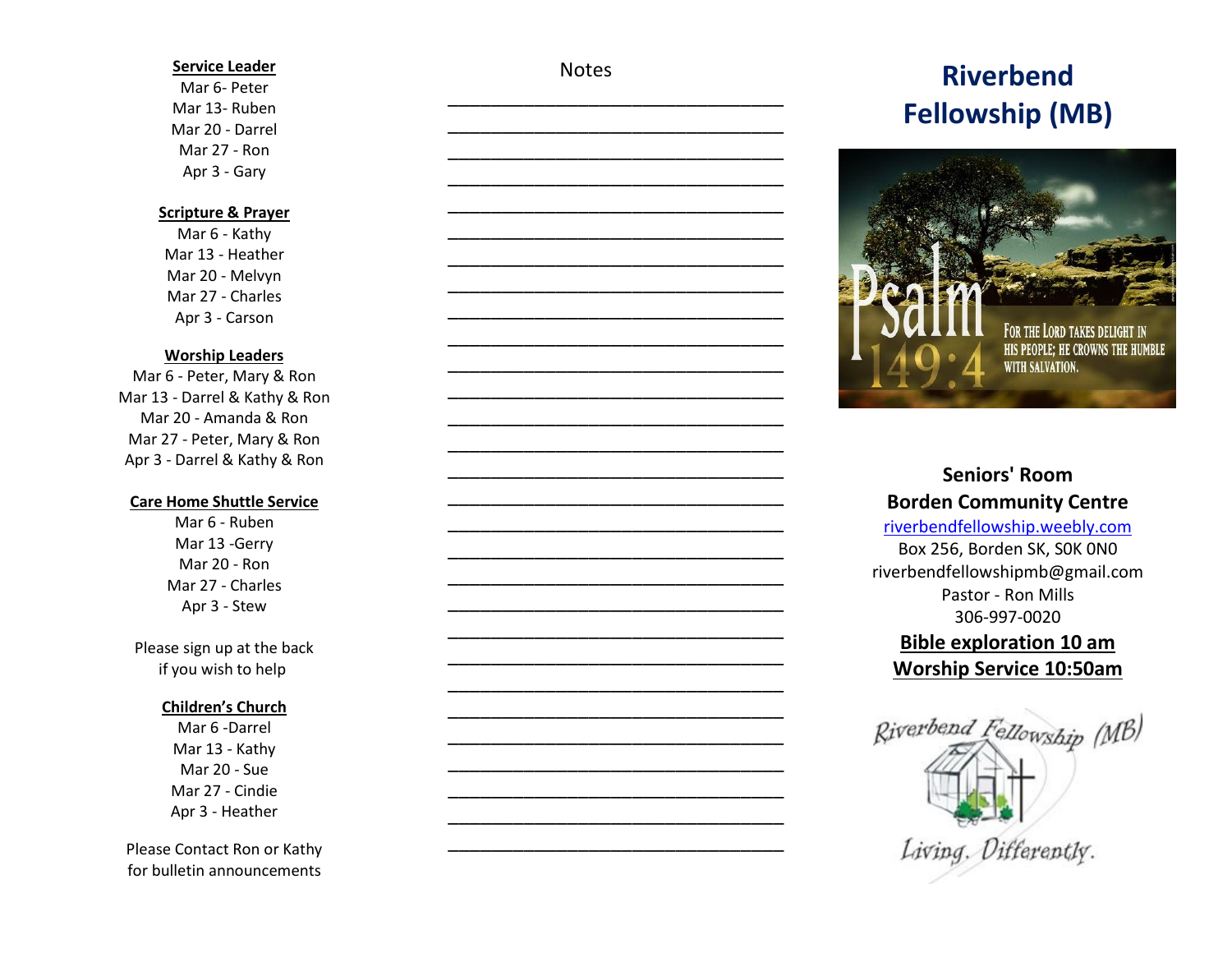**Service Leader**

Mar 6- Peter
Mar 13- Ruben
Mar 20 - Darrel
Mar 27 - Ron
Apr 3 - Gary

**Scripture & Prayer**

Mar 6 - Kathy
Mar 13 - Heather
Mar 20 - Melvyn
Mar 27 - Charles
Apr 3 - Carson

**Worship Leaders**

Mar 6 - Peter, Mary & Ron
Mar 13 - Darrel & Kathy & Ron
Mar 20 - Amanda & Ron
Mar 27 - Peter, Mary & Ron
Apr 3 - Darrel & Kathy & Ron

**Care Home Shuttle Service**

Mar 6 - Ruben
Mar 13 -Gerry
Mar 20 - Ron
Mar 27 - Charles
Apr 3 - Stew

Please sign up at the back if you wish to help

**Children's Church**

Mar 6 -Darrel
Mar 13 - Kathy
Mar 20 - Sue
Mar 27 - Cindie
Apr 3 - Heather

Please Contact Ron or Kathy for bulletin announcements

Notes

___________________________________
___________________________________
___________________________________
___________________________________
___________________________________
___________________________________
___________________________________
___________________________________
___________________________________
___________________________________
___________________________________
___________________________________
___________________________________
___________________________________
___________________________________
___________________________________
___________________________________
___________________________________
___________________________________
___________________________________
___________________________________
___________________________________
___________________________________
___________________________________
___________________________________
___________________________________
___________________________________
___________________________________
___________________________________

# Riverbend Fellowship (MB)

Psalm 149:4

FOR THE LORD TAKES DELIGHT IN HIS PEOPLE; HE CROWNS THE HUMBLE WITH SALVATION.

**Seniors' Room**
**Borden Community Centre**

riverbendfellowship.weebly.com
Box 256, Borden SK, S0K 0N0
riverbendfellowshipmb@gmail.com
Pastor - Ron Mills
306-997-0020

**Bible exploration 10 am**
**Worship Service 10:50am**

Riverbend Fellowship (MB)

Living. Differently.